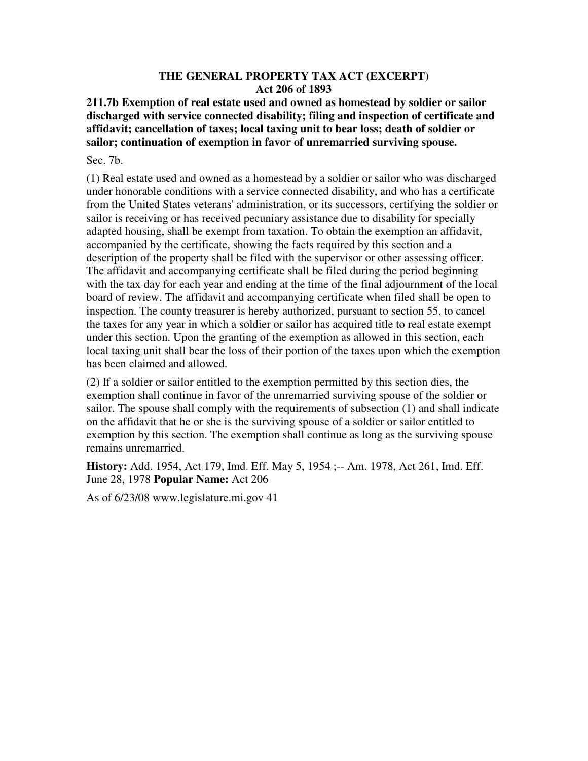# THE GENERAL PROPERTY TAX ACT (EXCERPT)
## Act 206 of 1893

**211.7b Exemption of real estate used and owned as homestead by soldier or sailor discharged with service connected disability; filing and inspection of certificate and affidavit; cancellation of taxes; local taxing unit to bear loss; death of soldier or sailor; continuation of exemption in favor of unremarried surviving spouse.**

Sec. 7b.

(1) Real estate used and owned as a homestead by a soldier or sailor who was discharged under honorable conditions with a service connected disability, and who has a certificate from the United States veterans' administration, or its successors, certifying the soldier or sailor is receiving or has received pecuniary assistance due to disability for specially adapted housing, shall be exempt from taxation. To obtain the exemption an affidavit, accompanied by the certificate, showing the facts required by this section and a description of the property shall be filed with the supervisor or other assessing officer. The affidavit and accompanying certificate shall be filed during the period beginning with the tax day for each year and ending at the time of the final adjournment of the local board of review. The affidavit and accompanying certificate when filed shall be open to inspection. The county treasurer is hereby authorized, pursuant to section 55, to cancel the taxes for any year in which a soldier or sailor has acquired title to real estate exempt under this section. Upon the granting of the exemption as allowed in this section, each local taxing unit shall bear the loss of their portion of the taxes upon which the exemption has been claimed and allowed.

(2) If a soldier or sailor entitled to the exemption permitted by this section dies, the exemption shall continue in favor of the unremarried surviving spouse of the soldier or sailor. The spouse shall comply with the requirements of subsection (1) and shall indicate on the affidavit that he or she is the surviving spouse of a soldier or sailor entitled to exemption by this section. The exemption shall continue as long as the surviving spouse remains unremarried.

**History:** Add. 1954, Act 179, Imd. Eff. May 5, 1954 ;-- Am. 1978, Act 261, Imd. Eff. June 28, 1978 **Popular Name:** Act 206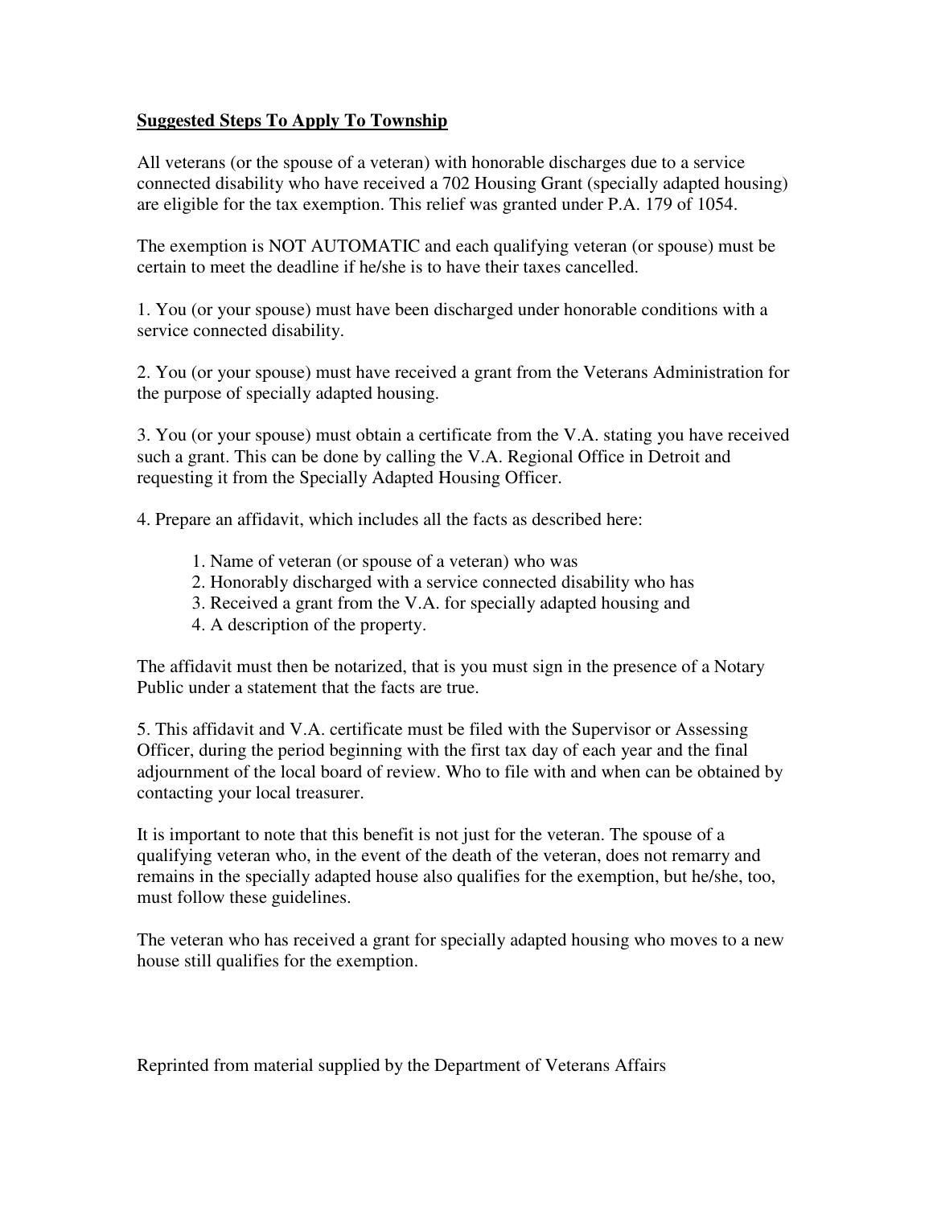**Suggested Steps To Apply To Township**

All veterans (or the spouse of a veteran) with honorable discharges due to a service connected disability who have received a 702 Housing Grant (specially adapted housing) are eligible for the tax exemption. This relief was granted under P.A. 179 of 1054.

The exemption is NOT AUTOMATIC and each qualifying veteran (or spouse) must be certain to meet the deadline if he/she is to have their taxes cancelled.

1. You (or your spouse) must have been discharged under honorable conditions with a service connected disability.

2. You (or your spouse) must have received a grant from the Veterans Administration for the purpose of specially adapted housing.

3. You (or your spouse) must obtain a certificate from the V.A. stating you have received such a grant. This can be done by calling the V.A. Regional Office in Detroit and requesting it from the Specially Adapted Housing Officer.

4. Prepare an affidavit, which includes all the facts as described here:

    1. Name of veteran (or spouse of a veteran) who was
    2. Honorably discharged with a service connected disability who has
    3. Received a grant from the V.A. for specially adapted housing and
    4. A description of the property.

The affidavit must then be notarized, that is you must sign in the presence of a Notary Public under a statement that the facts are true.

5. This affidavit and V.A. certificate must be filed with the Supervisor or Assessing Officer, during the period beginning with the first tax day of each year and the final adjournment of the local board of review. Who to file with and when can be obtained by contacting your local treasurer.

It is important to note that this benefit is not just for the veteran. The spouse of a qualifying veteran who, in the event of the death of the veteran, does not remarry and remains in the specially adapted house also qualifies for the exemption, but he/she, too, must follow these guidelines.

The veteran who has received a grant for specially adapted housing who moves to a new house still qualifies for the exemption.

Reprinted from material supplied by the Department of Veterans Affairs